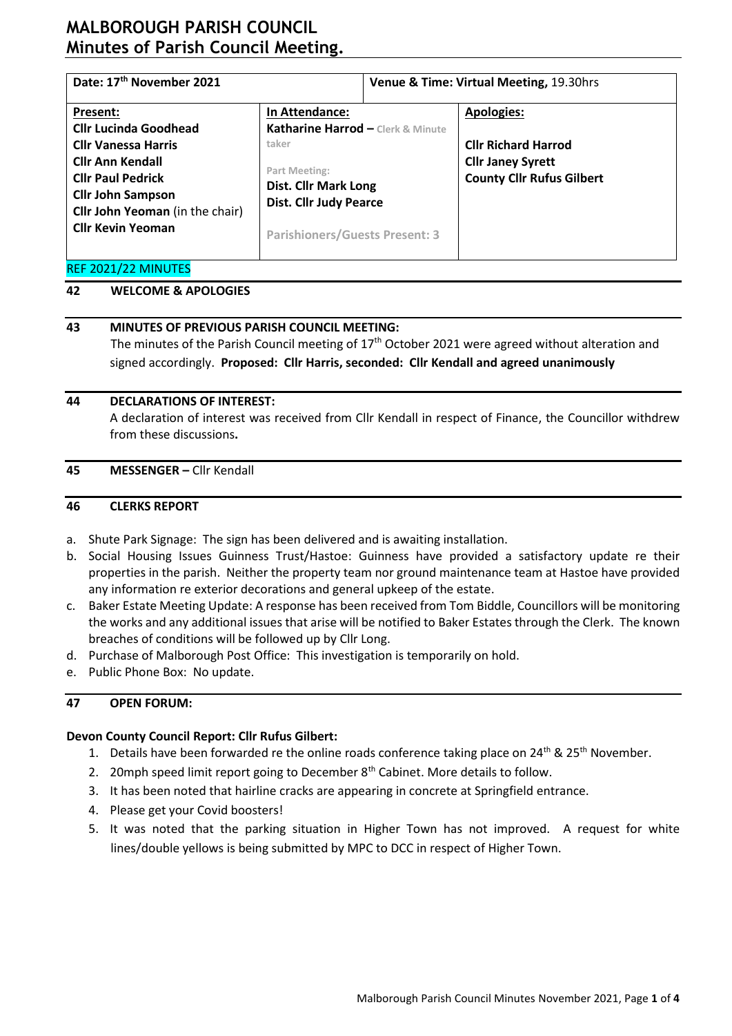# MALBOROUGH PARISH COUNCIL
## Minutes of Parish Council Meeting.

| Date: 17th November 2021 | | Venue & Time: Virtual Meeting, 19.30hrs |
|---|---|---|
| **Present:**<br>**Cllr Lucinda Goodhead**<br>**Cllr Vanessa Harris**<br>**Cllr Ann Kendall**<br>**Cllr Paul Pedrick**<br>**Cllr John Sampson**<br>**Cllr John Yeoman** (in the chair)<br>**Cllr Kevin Yeoman** | **In Attendance:**<br>**Katharine Harrod –** Clerk & Minute taker<br><br>Part Meeting:<br>**Dist. Cllr Mark Long**<br>**Dist. Cllr Judy Pearce**<br><br>Parishioners/Guests Present: 3 | **Apologies:**<br><br>**Cllr Richard Harrod**<br>**Cllr Janey Syrett**<br>**County Cllr Rufus Gilbert** |

REF 2021/22 MINUTES

### 42 WELCOME & APOLOGIES

### 43 MINUTES OF PREVIOUS PARISH COUNCIL MEETING:

The minutes of the Parish Council meeting of 17th October 2021 were agreed without alteration and signed accordingly. **Proposed: Cllr Harris, seconded: Cllr Kendall and agreed unanimously**

### 44 DECLARATIONS OF INTEREST:

A declaration of interest was received from Cllr Kendall in respect of Finance, the Councillor withdrew from these discussions**.**

### 45 MESSENGER – Cllr Kendall

### 46 CLERKS REPORT

a. Shute Park Signage: The sign has been delivered and is awaiting installation.
b. Social Housing Issues Guinness Trust/Hastoe: Guinness have provided a satisfactory update re their properties in the parish. Neither the property team nor ground maintenance team at Hastoe have provided any information re exterior decorations and general upkeep of the estate.
c. Baker Estate Meeting Update: A response has been received from Tom Biddle, Councillors will be monitoring the works and any additional issues that arise will be notified to Baker Estates through the Clerk. The known breaches of conditions will be followed up by Cllr Long.
d. Purchase of Malborough Post Office: This investigation is temporarily on hold.
e. Public Phone Box: No update.

### 47 OPEN FORUM:

**Devon County Council Report: Cllr Rufus Gilbert:**

1. Details have been forwarded re the online roads conference taking place on 24th & 25th November.
2. 20mph speed limit report going to December 8th Cabinet. More details to follow.
3. It has been noted that hairline cracks are appearing in concrete at Springfield entrance.
4. Please get your Covid boosters!
5. It was noted that the parking situation in Higher Town has not improved. A request for white lines/double yellows is being submitted by MPC to DCC in respect of Higher Town.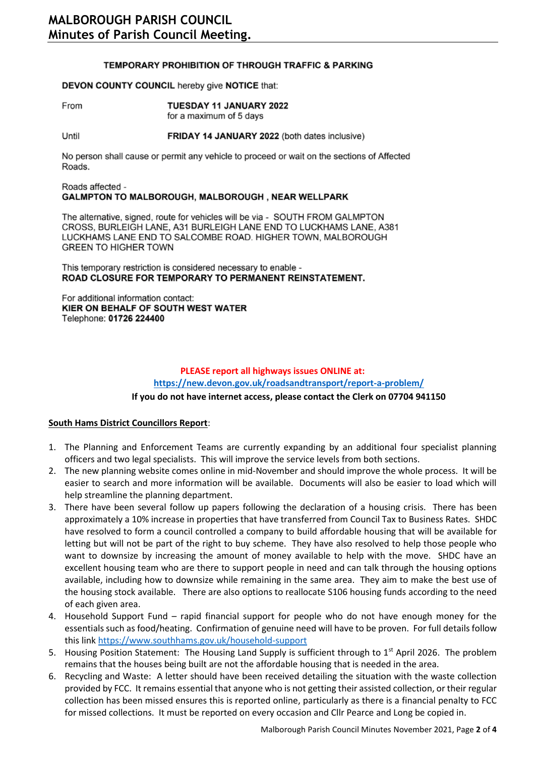**TEMPORARY PROHIBITION OF THROUGH TRAFFIC & PARKING**

**DEVON COUNTY COUNCIL** hereby give **NOTICE** that:

From **TUESDAY 11 JANUARY 2022**
for a maximum of 5 days

Until **FRIDAY 14 JANUARY 2022** (both dates inclusive)

No person shall cause or permit any vehicle to proceed or wait on the sections of Affected Roads.

Roads affected -
**GALMPTON TO MALBOROUGH, MALBOROUGH , NEAR WELLPARK**

The alternative, signed, route for vehicles will be via - SOUTH FROM GALMPTON CROSS, BURLEIGH LANE, A31 BURLEIGH LANE END TO LUCKHAMS LANE, A381 LUCKHAMS LANE END TO SALCOMBE ROAD. HIGHER TOWN, MALBOROUGH GREEN TO HIGHER TOWN

This temporary restriction is considered necessary to enable -
**ROAD CLOSURE FOR TEMPORARY TO PERMANENT REINSTATEMENT.**

For additional information contact:
**KIER ON BEHALF OF SOUTH WEST WATER**
Telephone: **01726 224400**

**PLEASE report all highways issues ONLINE at:**
**https://new.devon.gov.uk/roadsandtransport/report-a-problem/**
**If you do not have internet access, please contact the Clerk on 07704 941150**

**South Hams District Councillors Report**:

1. The Planning and Enforcement Teams are currently expanding by an additional four specialist planning officers and two legal specialists. This will improve the service levels from both sections.
2. The new planning website comes online in mid-November and should improve the whole process. It will be easier to search and more information will be available. Documents will also be easier to load which will help streamline the planning department.
3. There have been several follow up papers following the declaration of a housing crisis. There has been approximately a 10% increase in properties that have transferred from Council Tax to Business Rates. SHDC have resolved to form a council controlled a company to build affordable housing that will be available for letting but will not be part of the right to buy scheme. They have also resolved to help those people who want to downsize by increasing the amount of money available to help with the move. SHDC have an excellent housing team who are there to support people in need and can talk through the housing options available, including how to downsize while remaining in the same area. They aim to make the best use of the housing stock available. There are also options to reallocate S106 housing funds according to the need of each given area.
4. Household Support Fund – rapid financial support for people who do not have enough money for the essentials such as food/heating. Confirmation of genuine need will have to be proven. For full details follow this link https://www.southhams.gov.uk/household-support
5. Housing Position Statement: The Housing Land Supply is sufficient through to 1st April 2026. The problem remains that the houses being built are not the affordable housing that is needed in the area.
6. Recycling and Waste: A letter should have been received detailing the situation with the waste collection provided by FCC. It remains essential that anyone who is not getting their assisted collection, or their regular collection has been missed ensures this is reported online, particularly as there is a financial penalty to FCC for missed collections. It must be reported on every occasion and Cllr Pearce and Long be copied in.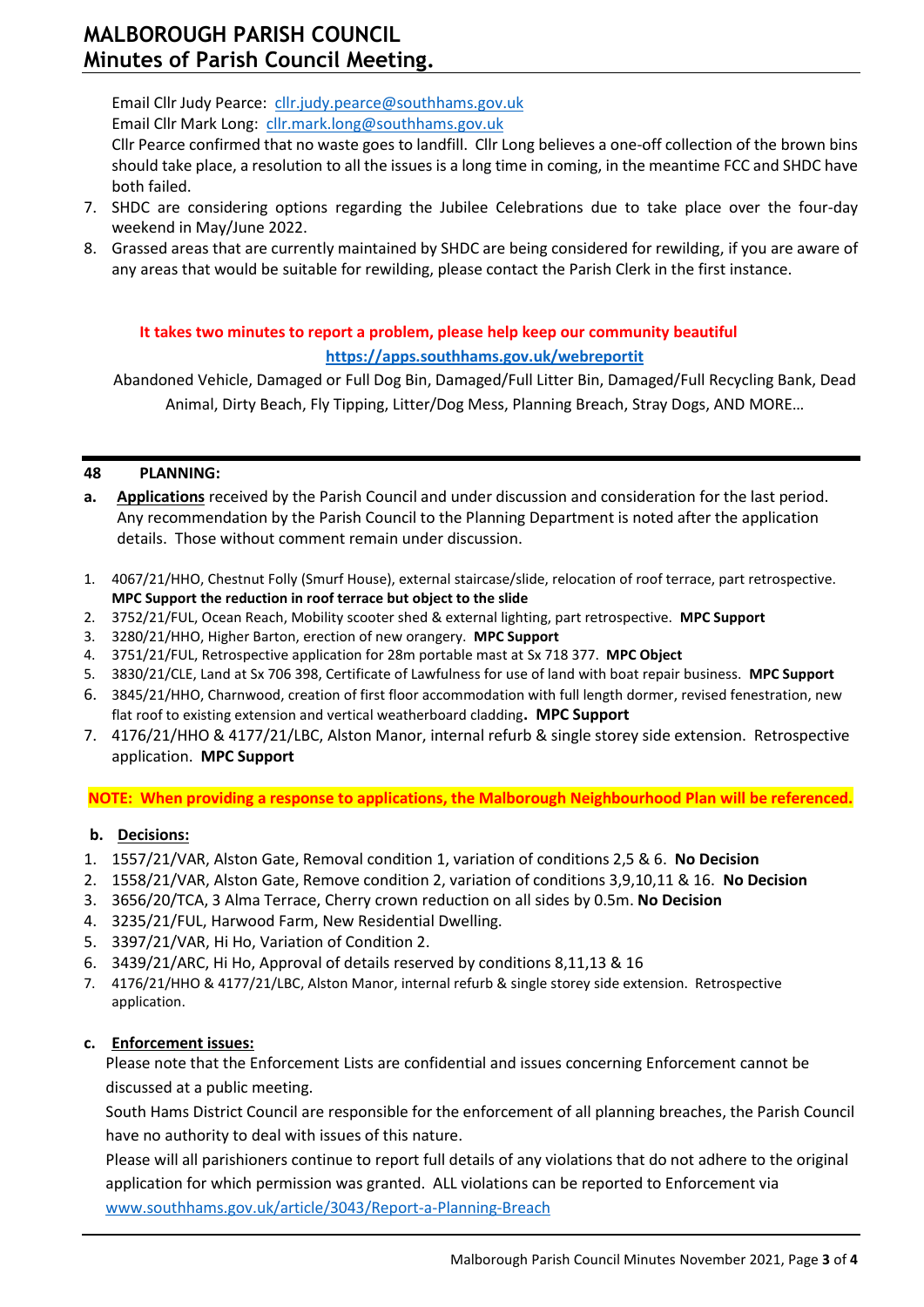Email Cllr Judy Pearce: cllr.judy.pearce@southhams.gov.uk
Email Cllr Mark Long: cllr.mark.long@southhams.gov.uk
Cllr Pearce confirmed that no waste goes to landfill. Cllr Long believes a one-off collection of the brown bins should take place, a resolution to all the issues is a long time in coming, in the meantime FCC and SHDC have both failed.

7. SHDC are considering options regarding the Jubilee Celebrations due to take place over the four-day weekend in May/June 2022.
8. Grassed areas that are currently maintained by SHDC are being considered for rewilding, if you are aware of any areas that would be suitable for rewilding, please contact the Parish Clerk in the first instance.

**It takes two minutes to report a problem, please help keep our community beautiful**
**https://apps.southhams.gov.uk/webreportit**

Abandoned Vehicle, Damaged or Full Dog Bin, Damaged/Full Litter Bin, Damaged/Full Recycling Bank, Dead Animal, Dirty Beach, Fly Tipping, Litter/Dog Mess, Planning Breach, Stray Dogs, AND MORE…

---

## 48 PLANNING:

**a. Applications** received by the Parish Council and under discussion and consideration for the last period. Any recommendation by the Parish Council to the Planning Department is noted after the application details. Those without comment remain under discussion.

1. 4067/21/HHO, Chestnut Folly (Smurf House), external staircase/slide, relocation of roof terrace, part retrospective. **MPC Support the reduction in roof terrace but object to the slide**
2. 3752/21/FUL, Ocean Reach, Mobility scooter shed & external lighting, part retrospective. **MPC Support**
3. 3280/21/HHO, Higher Barton, erection of new orangery. **MPC Support**
4. 3751/21/FUL, Retrospective application for 28m portable mast at Sx 718 377. **MPC Object**
5. 3830/21/CLE, Land at Sx 706 398, Certificate of Lawfulness for use of land with boat repair business. **MPC Support**
6. 3845/21/HHO, Charnwood, creation of first floor accommodation with full length dormer, revised fenestration, new flat roof to existing extension and vertical weatherboard cladding**. MPC Support**
7. 4176/21/HHO & 4177/21/LBC, Alston Manor, internal refurb & single storey side extension. Retrospective application. **MPC Support**

**NOTE: When providing a response to applications, the Malborough Neighbourhood Plan will be referenced.**

**b. Decisions:**

1. 1557/21/VAR, Alston Gate, Removal condition 1, variation of conditions 2,5 & 6. **No Decision**
2. 1558/21/VAR, Alston Gate, Remove condition 2, variation of conditions 3,9,10,11 & 16. **No Decision**
3. 3656/20/TCA, 3 Alma Terrace, Cherry crown reduction on all sides by 0.5m. **No Decision**
4. 3235/21/FUL, Harwood Farm, New Residential Dwelling.
5. 3397/21/VAR, Hi Ho, Variation of Condition 2.
6. 3439/21/ARC, Hi Ho, Approval of details reserved by conditions 8,11,13 & 16
7. 4176/21/HHO & 4177/21/LBC, Alston Manor, internal refurb & single storey side extension. Retrospective application.

**c. Enforcement issues:**

Please note that the Enforcement Lists are confidential and issues concerning Enforcement cannot be discussed at a public meeting.

South Hams District Council are responsible for the enforcement of all planning breaches, the Parish Council have no authority to deal with issues of this nature.

Please will all parishioners continue to report full details of any violations that do not adhere to the original application for which permission was granted. ALL violations can be reported to Enforcement via www.southhams.gov.uk/article/3043/Report-a-Planning-Breach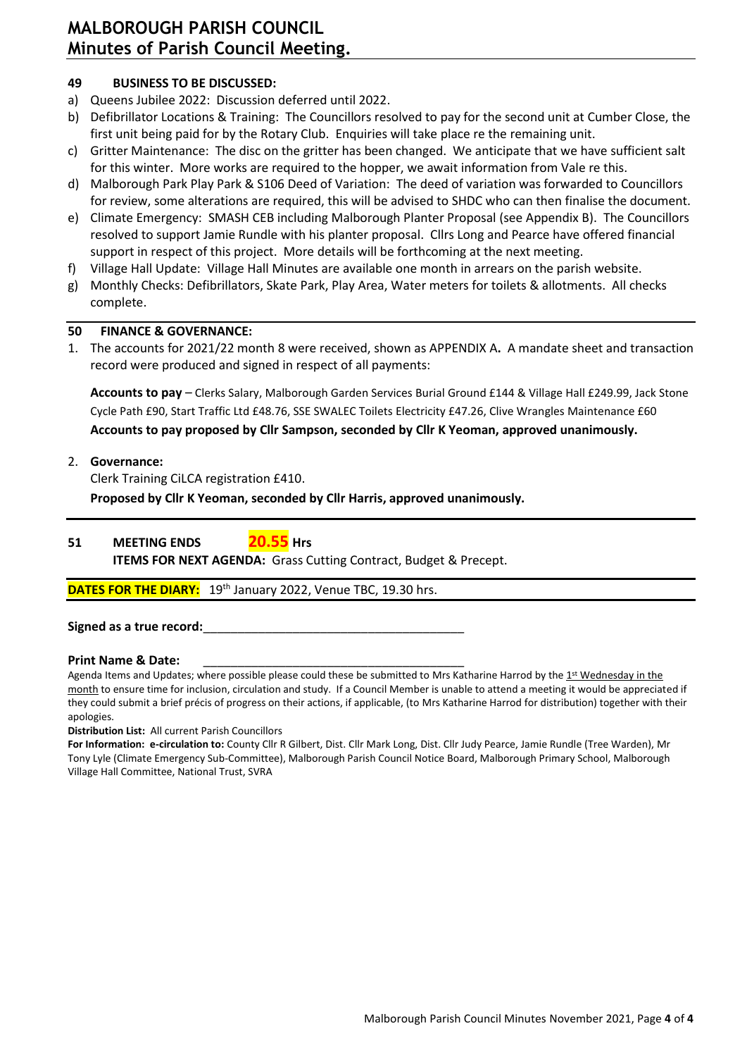# MALBOROUGH PARISH COUNCIL
# Minutes of Parish Council Meeting.

## 49 BUSINESS TO BE DISCUSSED:

a) Queens Jubilee 2022: Discussion deferred until 2022.
b) Defibrillator Locations & Training: The Councillors resolved to pay for the second unit at Cumber Close, the first unit being paid for by the Rotary Club. Enquiries will take place re the remaining unit.
c) Gritter Maintenance: The disc on the gritter has been changed. We anticipate that we have sufficient salt for this winter. More works are required to the hopper, we await information from Vale re this.
d) Malborough Park Play Park & S106 Deed of Variation: The deed of variation was forwarded to Councillors for review, some alterations are required, this will be advised to SHDC who can then finalise the document.
e) Climate Emergency: SMASH CEB including Malborough Planter Proposal (see Appendix B). The Councillors resolved to support Jamie Rundle with his planter proposal. Cllrs Long and Pearce have offered financial support in respect of this project. More details will be forthcoming at the next meeting.
f) Village Hall Update: Village Hall Minutes are available one month in arrears on the parish website.
g) Monthly Checks: Defibrillators, Skate Park, Play Area, Water meters for toilets & allotments. All checks complete.

## 50 FINANCE & GOVERNANCE:

1. The accounts for 2021/22 month 8 were received, shown as APPENDIX A**.** A mandate sheet and transaction record were produced and signed in respect of all payments:

   **Accounts to pay** – Clerks Salary, Malborough Garden Services Burial Ground £144 & Village Hall £249.99, Jack Stone Cycle Path £90, Start Traffic Ltd £48.76, SSE SWALEC Toilets Electricity £47.26, Clive Wrangles Maintenance £60
   **Accounts to pay proposed by Cllr Sampson, seconded by Cllr K Yeoman, approved unanimously.**

2. **Governance:**
   Clerk Training CiLCA registration £410.
   **Proposed by Cllr K Yeoman, seconded by Cllr Harris, approved unanimously.**

## 51 MEETING ENDS 20.55 Hrs

**ITEMS FOR NEXT AGENDA:** Grass Cutting Contract, Budget & Precept.

**DATES FOR THE DIARY:** 19th January 2022, Venue TBC, 19.30 hrs.

**Signed as a true record:**_______________________________________

**Print Name & Date:** _______________________________________

Agenda Items and Updates; where possible please could these be submitted to Mrs Katharine Harrod by the 1st Wednesday in the month to ensure time for inclusion, circulation and study. If a Council Member is unable to attend a meeting it would be appreciated if they could submit a brief précis of progress on their actions, if applicable, (to Mrs Katharine Harrod for distribution) together with their apologies.

**Distribution List:** All current Parish Councillors

**For Information: e-circulation to:** County Cllr R Gilbert, Dist. Cllr Mark Long, Dist. Cllr Judy Pearce, Jamie Rundle (Tree Warden), Mr Tony Lyle (Climate Emergency Sub-Committee), Malborough Parish Council Notice Board, Malborough Primary School, Malborough Village Hall Committee, National Trust, SVRA

Malborough Parish Council Minutes November 2021